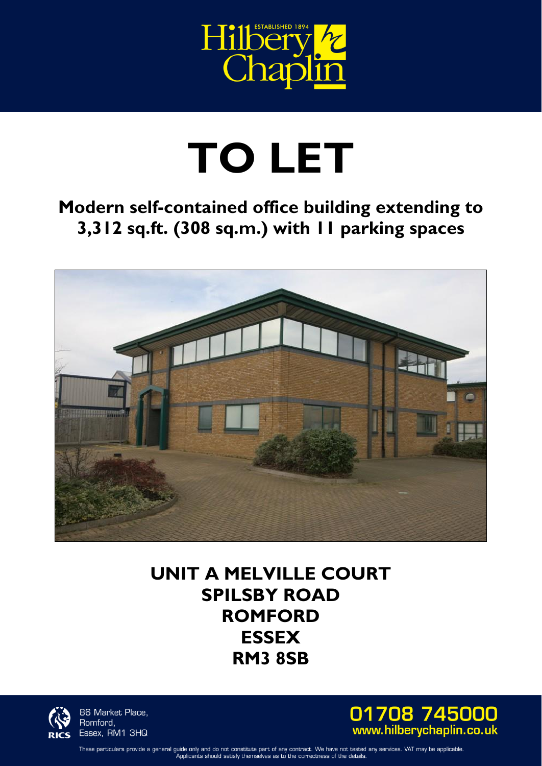Hilbery Chaplin

ESTABLISHED 1894

# TO LET

## Modern self-contained office building extending to 3,312 sq.ft. (308 sq.m.) with 11 parking spaces

## UNIT A MELVILLE COURT
## SPILSBY ROAD
## ROMFORD
## ESSEX
## RM3 8SB

RICS

86 Market Place,
Romford,
Essex, RM1 3HQ

01708 745000
www.hilberychaplin.co.uk

These particulars provide a general guide only and do not constitute part of any contract. We have not tested any services. VAT may be applicable. Applicants should satisfy themselves as to the correctness of the details.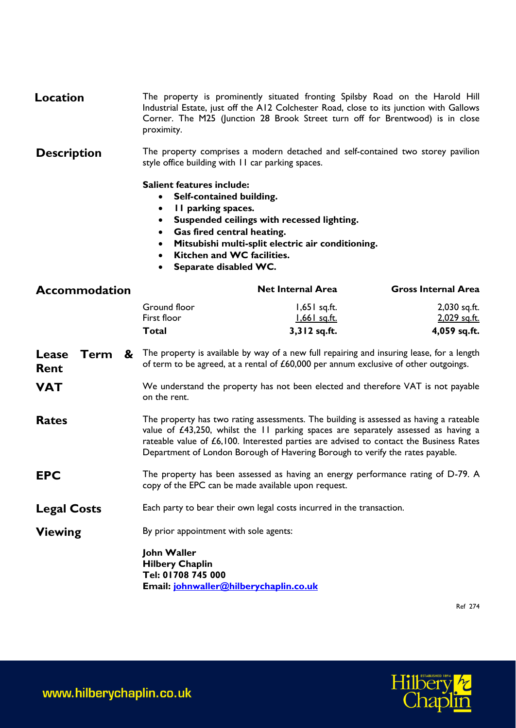## Location

The property is prominently situated fronting Spilsby Road on the Harold Hill Industrial Estate, just off the A12 Colchester Road, close to its junction with Gallows Corner. The M25 (Junction 28 Brook Street turn off for Brentwood) is in close proximity.

## Description

The property comprises a modern detached and self-contained two storey pavilion style office building with 11 car parking spaces.

**Salient features include:**

- **Self-contained building.**
- **11 parking spaces.**
- **Suspended ceilings with recessed lighting.**
- **Gas fired central heating.**
- **Mitsubishi multi-split electric air conditioning.**
- **Kitchen and WC facilities.**
- **Separate disabled WC.**

## Accommodation

| | Net Internal Area | Gross Internal Area |
|---|---|---|
| Ground floor | 1,651 sq.ft. | 2,030 sq.ft. |
| First floor | 1,661 sq.ft. | 2,029 sq.ft. |
| **Total** | **3,312 sq.ft.** | **4,059 sq.ft.** |

## Lease Term & Rent

The property is available by way of a new full repairing and insuring lease, for a length of term to be agreed, at a rental of £60,000 per annum exclusive of other outgoings.

## VAT

We understand the property has not been elected and therefore VAT is not payable on the rent.

## Rates

The property has two rating assessments. The building is assessed as having a rateable value of £43,250, whilst the 11 parking spaces are separately assessed as having a rateable value of £6,100. Interested parties are advised to contact the Business Rates Department of London Borough of Havering Borough to verify the rates payable.

## EPC

The property has been assessed as having an energy performance rating of D-79. A copy of the EPC can be made available upon request.

## Legal Costs

Each party to bear their own legal costs incurred in the transaction.

## Viewing

By prior appointment with sole agents:

**John Waller**
**Hilbery Chaplin**
**Tel: 01708 745 000**
**Email: johnwaller@hilberychaplin.co.uk**

Ref 274